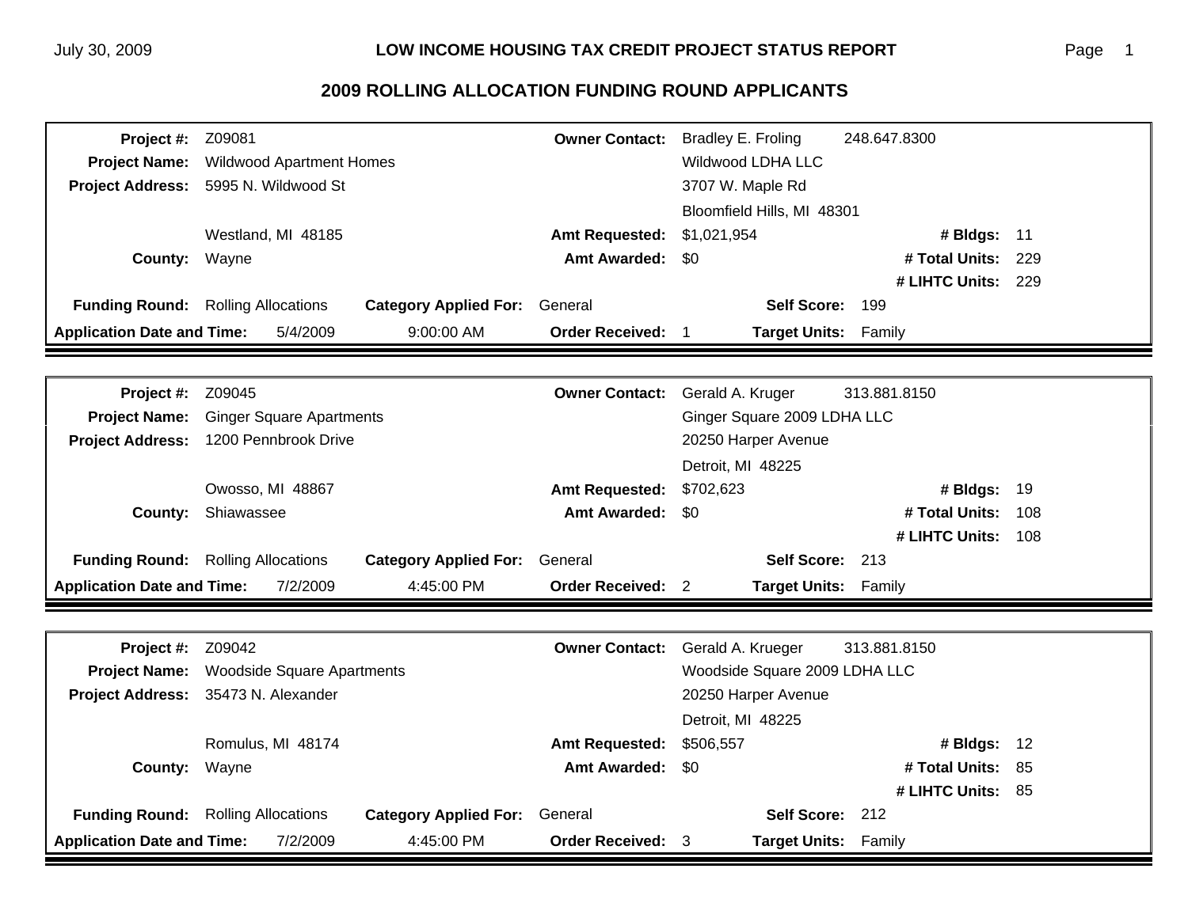# LOW INCOME HOUSING TAX CREDIT PROJECT STATUS REPORT

## 2009 ROLLING ALLOCATION FUNDING ROUND APPLICANTS

**Project #:** Z09081
**Project Name:** Wildwood Apartment Homes
**Project Address:** 5995 N. Wildwood St
Westland, MI 48185
**County:** Wayne
**Owner Contact:** Bradley E. Froling 248.647.8300
Wildwood LDHA LLC
3707 W. Maple Rd
Bloomfield Hills, MI 48301
**Amt Requested:** $1,021,954
**Amt Awarded:** $0
**# Bldgs:** 11
**# Total Units:** 229
**# LIHTC Units:** 229
**Funding Round:** Rolling Allocations
**Category Applied For:** General
**Self Score:** 199
**Application Date and Time:** 5/4/2009 9:00:00 AM
**Order Received:** 1
**Target Units:** Family

---

**Project #:** Z09045
**Project Name:** Ginger Square Apartments
**Project Address:** 1200 Pennbrook Drive
Owosso, MI 48867
**County:** Shiawassee
**Owner Contact:** Gerald A. Kruger 313.881.8150
Ginger Square 2009 LDHA LLC
20250 Harper Avenue
Detroit, MI 48225
**Amt Requested:** $702,623
**Amt Awarded:** $0
**# Bldgs:** 19
**# Total Units:** 108
**# LIHTC Units:** 108
**Funding Round:** Rolling Allocations
**Category Applied For:** General
**Self Score:** 213
**Application Date and Time:** 7/2/2009 4:45:00 PM
**Order Received:** 2
**Target Units:** Family

---

**Project #:** Z09042
**Project Name:** Woodside Square Apartments
**Project Address:** 35473 N. Alexander
Romulus, MI 48174
**County:** Wayne
**Owner Contact:** Gerald A. Krueger 313.881.8150
Woodside Square 2009 LDHA LLC
20250 Harper Avenue
Detroit, MI 48225
**Amt Requested:** $506,557
**Amt Awarded:** $0
**# Bldgs:** 12
**# Total Units:** 85
**# LIHTC Units:** 85
**Funding Round:** Rolling Allocations
**Category Applied For:** General
**Self Score:** 212
**Application Date and Time:** 7/2/2009 4:45:00 PM
**Order Received:** 3
**Target Units:** Family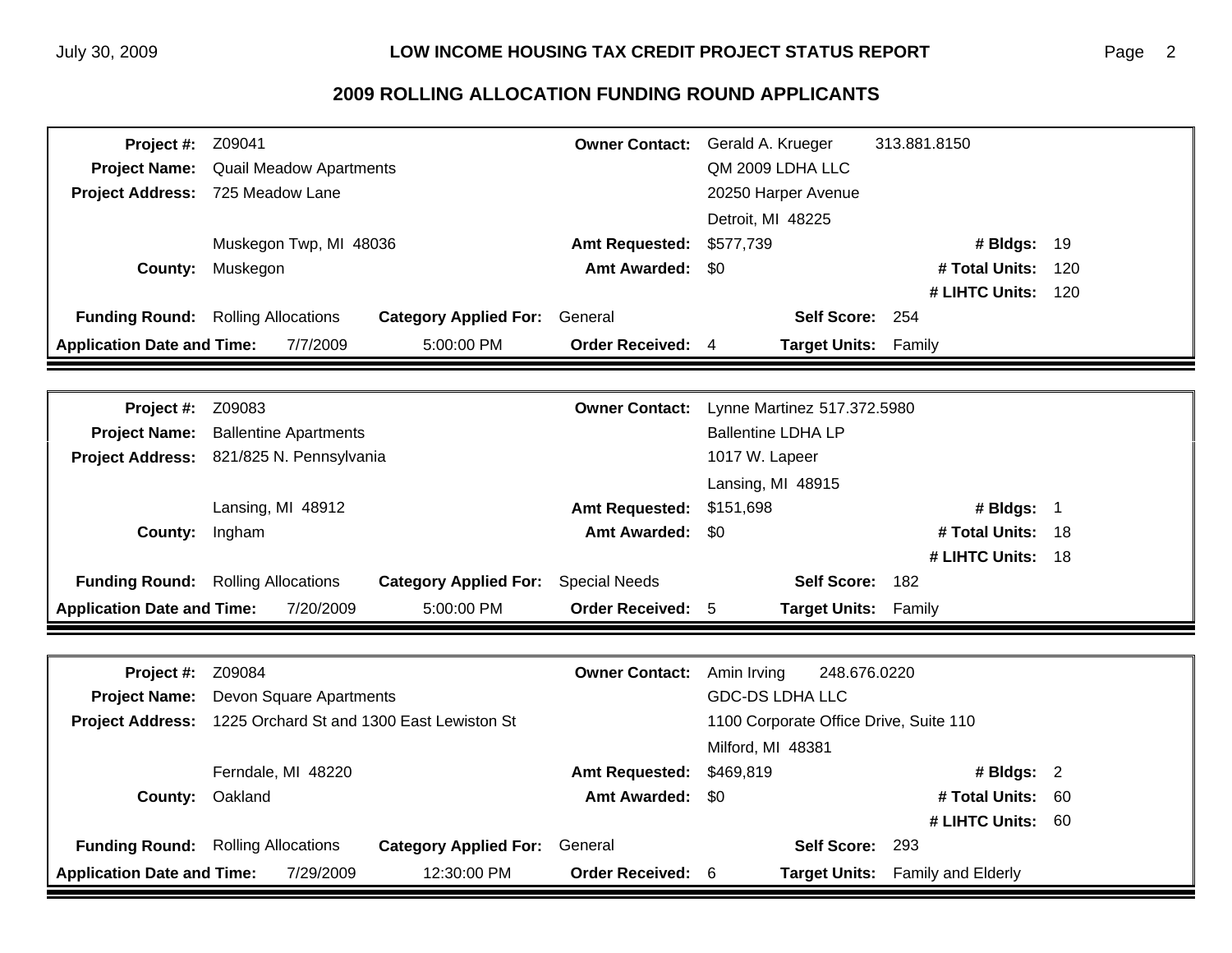## 2009 ROLLING ALLOCATION FUNDING ROUND APPLICANTS

| | | | | | |
|---|---|---|---|---|---|
| **Project #:** | Z09041 | **Owner Contact:** | Gerald A. Krueger 313.881.8150 | | |
| **Project Name:** | Quail Meadow Apartments | | QM 2009 LDHA LLC | | |
| **Project Address:** | 725 Meadow Lane | | 20250 Harper Avenue | | |
| | | | Detroit, MI 48225 | | |
| | Muskegon Twp, MI 48036 | **Amt Requested:** | $577,739 | **# Bldgs:** | 19 |
| **County:** | Muskegon | **Amt Awarded:** | $0 | **# Total Units:** | 120 |
| | | | | **# LIHTC Units:** | 120 |
| **Funding Round:** | Rolling Allocations | **Category Applied For:** | General | **Self Score:** | 254 |
| **Application Date and Time:** | 7/7/2009 5:00:00 PM | **Order Received:** | 4 | **Target Units:** | Family |

| | | | | | |
|---|---|---|---|---|---|
| **Project #:** | Z09083 | **Owner Contact:** | Lynne Martinez 517.372.5980 | | |
| **Project Name:** | Ballentine Apartments | | Ballentine LDHA LP | | |
| **Project Address:** | 821/825 N. Pennsylvania | | 1017 W. Lapeer | | |
| | | | Lansing, MI 48915 | | |
| | Lansing, MI 48912 | **Amt Requested:** | $151,698 | **# Bldgs:** | 1 |
| **County:** | Ingham | **Amt Awarded:** | $0 | **# Total Units:** | 18 |
| | | | | **# LIHTC Units:** | 18 |
| **Funding Round:** | Rolling Allocations | **Category Applied For:** | Special Needs | **Self Score:** | 182 |
| **Application Date and Time:** | 7/20/2009 5:00:00 PM | **Order Received:** | 5 | **Target Units:** | Family |

| | | | | | |
|---|---|---|---|---|---|
| **Project #:** | Z09084 | **Owner Contact:** | Amin Irving 248.676.0220 | | |
| **Project Name:** | Devon Square Apartments | | GDC-DS LDHA LLC | | |
| **Project Address:** | 1225 Orchard St and 1300 East Lewiston St | | 1100 Corporate Office Drive, Suite 110 | | |
| | | | Milford, MI 48381 | | |
| | Ferndale, MI 48220 | **Amt Requested:** | $469,819 | **# Bldgs:** | 2 |
| **County:** | Oakland | **Amt Awarded:** | $0 | **# Total Units:** | 60 |
| | | | | **# LIHTC Units:** | 60 |
| **Funding Round:** | Rolling Allocations | **Category Applied For:** | General | **Self Score:** | 293 |
| **Application Date and Time:** | 7/29/2009 12:30:00 PM | **Order Received:** | 6 | **Target Units:** | Family and Elderly |